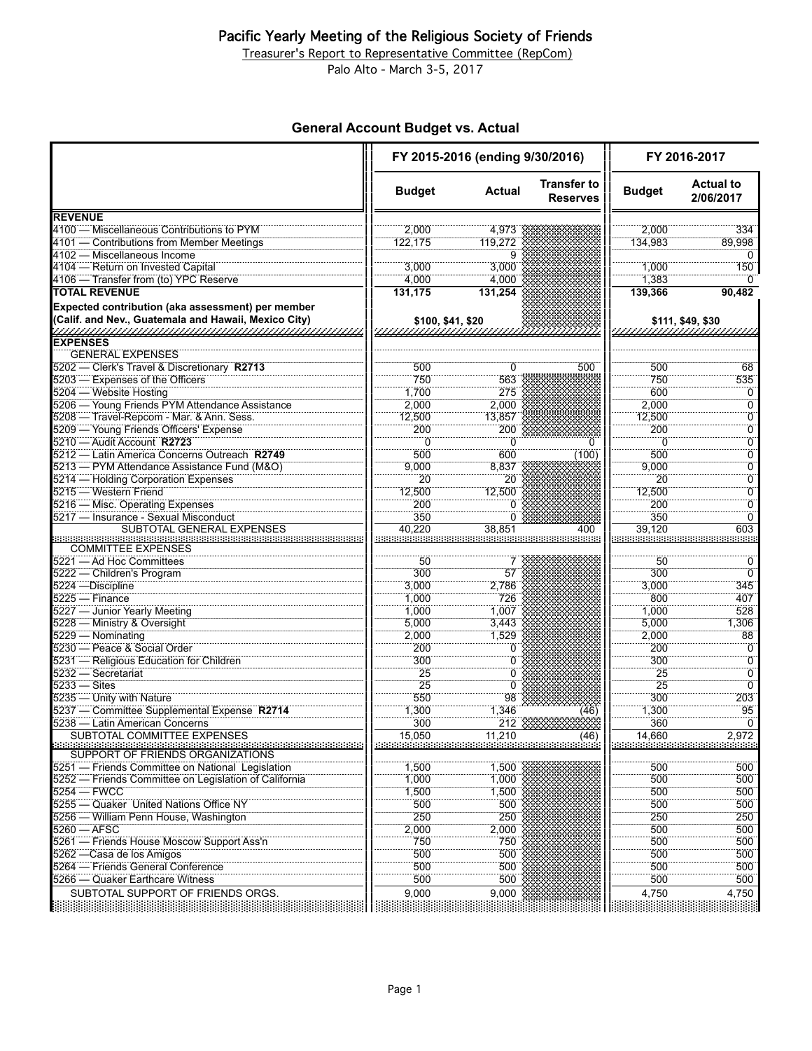# Pacific Yearly Meeting of the Religious Society of Friends

Treasurer's Report to Representative Committee (RepCom)

Palo Alto - March 3-5, 2017

## General Account Budget vs. Actual

| | FY 2015-2016 (ending 9/30/2016) | | | FY 2016-2017 | |
|---|---|---|---|---|---|
| | Budget | Actual | Transfer to Reserves | Budget | Actual to 2/06/2017 |
| **REVENUE** | | | | | |
| 4100 — Miscellaneous Contributions to PYM | 2,000 | 4,973 | | 2,000 | 334 |
| 4101 — Contributions from Member Meetings | 122,175 | 119,272 | | 134,983 | 89,998 |
| 4102 — Miscellaneous Income | | 9 | | | 0 |
| 4104 — Return on Invested Capital | 3,000 | 3,000 | | 1,000 | 150 |
| 4106 — Transfer from (to) YPC Reserve | 4,000 | 4,000 | | 1,383 | 0 |
| **TOTAL REVENUE** | **131,175** | **131,254** | | **139,366** | **90,482** |
| **Expected contribution (aka assessment) per member (Calif. and Nev., Guatemala and Hawaii, Mexico City)** | $100, $41, $20 | | | $111, $49, $30 | |
| **EXPENSES** | | | | | |
| GENERAL EXPENSES | | | | | |
| 5202 — Clerk's Travel & Discretionary **R2713** | 500 | 0 | 500 | 500 | 68 |
| 5203 — Expenses of the Officers | 750 | 563 | | 750 | 535 |
| 5204 — Website Hosting | 1,700 | 275 | | 600 | 0 |
| 5206 — Young Friends PYM Attendance Assistance | 2,000 | 2,000 | | 2,000 | 0 |
| 5208 — Travel-Repcom - Mar. & Ann. Sess. | 12,500 | 13,857 | | 12,500 | 0 |
| 5209 — Young Friends Officers' Expense | 200 | 200 | | 200 | 0 |
| 5210 — Audit Account **R2723** | 0 | 0 | 0 | 0 | 0 |
| 5212 — Latin America Concerns Outreach **R2749** | 500 | 600 | (100) | 500 | 0 |
| 5213 — PYM Attendance Assistance Fund (M&O) | 9,000 | 8,837 | | 9,000 | 0 |
| 5214 — Holding Corporation Expenses | 20 | 20 | | 20 | 0 |
| 5215 — Western Friend | 12,500 | 12,500 | | 12,500 | 0 |
| 5216 — Misc. Operating Expenses | 200 | 0 | | 200 | 0 |
| 5217 — Insurance - Sexual Misconduct | 350 | 0 | | 350 | 0 |
| SUBTOTAL GENERAL EXPENSES | 40,220 | 38,851 | 400 | 39,120 | 603 |
| COMMITTEE EXPENSES | | | | | |
| 5221 — Ad Hoc Committees | 50 | 7 | | 50 | 0 |
| 5222 — Children's Program | 300 | 57 | | 300 | 0 |
| 5224 —Discipline | 3,000 | 2,786 | | 3,000 | 345 |
| 5225 — Finance | 1,000 | 726 | | 800 | 407 |
| 5227 — Junior Yearly Meeting | 1,000 | 1,007 | | 1,000 | 528 |
| 5228 — Ministry & Oversight | 5,000 | 3,443 | | 5,000 | 1,306 |
| 5229 — Nominating | 2,000 | 1,529 | | 2,000 | 88 |
| 5230 — Peace & Social Order | 200 | 0 | | 200 | 0 |
| 5231 — Religious Education for Children | 300 | 0 | | 300 | 0 |
| 5232 — Secretariat | 25 | 0 | | 25 | 0 |
| 5233 — Sites | 25 | 0 | | 25 | 0 |
| 5235 — Unity with Nature | 550 | 98 | | 300 | 203 |
| 5237 — Committee Supplemental Expense **R2714** | 1,300 | 1,346 | (46) | 1,300 | 95 |
| 5238 — Latin American Concerns | 300 | 212 | | 360 | 0 |
| SUBTOTAL COMMITTEE EXPENSES | 15,050 | 11,210 | (46) | 14,660 | 2,972 |
| SUPPORT OF FRIENDS ORGANIZATIONS | | | | | |
| 5251 — Friends Committee on National Legislation | 1,500 | 1,500 | | 500 | 500 |
| 5252 — Friends Committee on Legislation of California | 1,000 | 1,000 | | 500 | 500 |
| 5254 — FWCC | 1,500 | 1,500 | | 500 | 500 |
| 5255 — Quaker United Nations Office NY | 500 | 500 | | 500 | 500 |
| 5256 — William Penn House, Washington | 250 | 250 | | 250 | 250 |
| 5260 — AFSC | 2,000 | 2,000 | | 500 | 500 |
| 5261 — Friends House Moscow Support Ass'n | 750 | 750 | | 500 | 500 |
| 5262 —Casa de los Amigos | 500 | 500 | | 500 | 500 |
| 5264 — Friends General Conference | 500 | 500 | | 500 | 500 |
| 5266 — Quaker Earthcare Witness | 500 | 500 | | 500 | 500 |
| SUBTOTAL SUPPORT OF FRIENDS ORGS. | 9,000 | 9,000 | | 4,750 | 4,750 |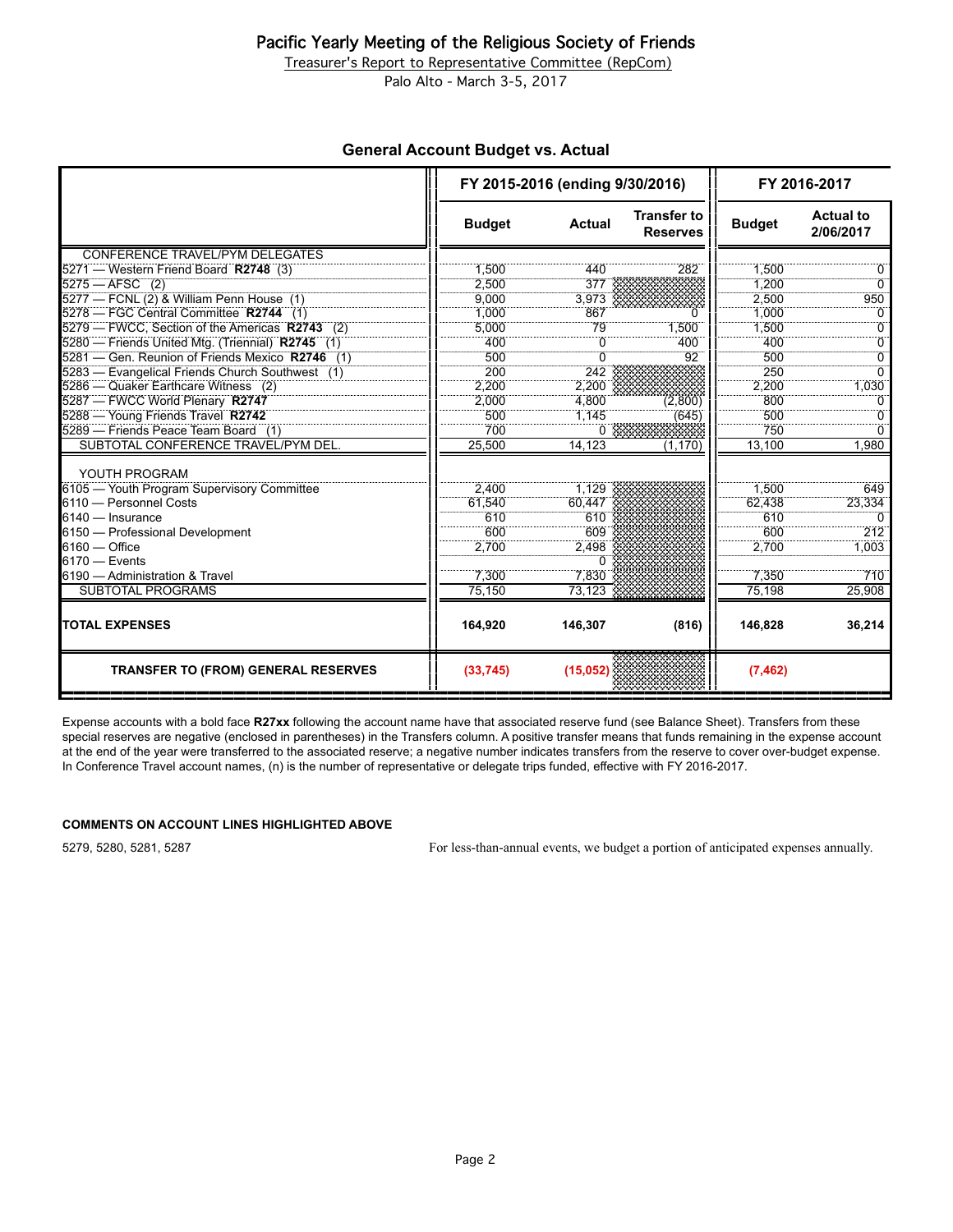# Pacific Yearly Meeting of the Religious Society of Friends

Treasurer's Report to Representative Committee (RepCom)

Palo Alto - March 3-5, 2017

## General Account Budget vs. Actual

| | FY 2015-2016 (ending 9/30/2016) | | | FY 2016-2017 | |
|---|---|---|---|---|---|
| | Budget | Actual | Transfer to Reserves | Budget | Actual to 2/06/2017 |
| CONFERENCE TRAVEL/PYM DELEGATES | | | | | |
| 5271 — Western Friend Board **R2748** (3) | 1,500 | 440 | 282 | 1,500 | 0 |
| 5275 — AFSC (2) | 2,500 | 377 | | 1,200 | 0 |
| 5277 — FCNL (2) & William Penn House (1) | 9,000 | 3,973 | | 2,500 | 950 |
| 5278 — FGC Central Committee **R2744** (1) | 1,000 | 867 | 0 | 1,000 | 0 |
| 5279 — FWCC, Section of the Americas **R2743** (2) | 5,000 | 79 | 1,500 | 1,500 | 0 |
| 5280 — Friends United Mtg. (Triennial) **R2745** (1) | 400 | 0 | 400 | 400 | 0 |
| 5281 — Gen. Reunion of Friends Mexico **R2746** (1) | 500 | 0 | 92 | 500 | 0 |
| 5283 — Evangelical Friends Church Southwest (1) | 200 | 242 | | 250 | 0 |
| 5286 — Quaker Earthcare Witness (2) | 2,200 | 2,200 | | 2,200 | 1,030 |
| 5287 — FWCC World Plenary **R2747** | 2,000 | 4,800 | (2,800) | 800 | 0 |
| 5288 — Young Friends Travel **R2742** | 500 | 1,145 | (645) | 500 | 0 |
| 5289 — Friends Peace Team Board (1) | 700 | 0 | | 750 | 0 |
| SUBTOTAL CONFERENCE TRAVEL/PYM DEL. | 25,500 | 14,123 | (1,170) | 13,100 | 1,980 |
| YOUTH PROGRAM | | | | | |
| 6105 — Youth Program Supervisory Committee | 2,400 | 1,129 | | 1,500 | 649 |
| 6110 — Personnel Costs | 61,540 | 60,447 | | 62,438 | 23,334 |
| 6140 — Insurance | 610 | 610 | | 610 | 0 |
| 6150 — Professional Development | 600 | 609 | | 600 | 212 |
| 6160 — Office | 2,700 | 2,498 | | 2,700 | 1,003 |
| 6170 — Events | | 0 | | | |
| 6190 — Administration & Travel | 7,300 | 7,830 | | 7,350 | 710 |
| SUBTOTAL PROGRAMS | 75,150 | 73,123 | | 75,198 | 25,908 |
| **TOTAL EXPENSES** | **164,920** | **146,307** | **(816)** | **146,828** | **36,214** |
| **TRANSFER TO (FROM) GENERAL RESERVES** | **(33,745)** | **(15,052)** | | **(7,462)** | |

Expense accounts with a bold face **R27xx** following the account name have that associated reserve fund (see Balance Sheet). Transfers from these special reserves are negative (enclosed in parentheses) in the Transfers column. A positive transfer means that funds remaining in the expense account at the end of the year were transferred to the associated reserve; a negative number indicates transfers from the reserve to cover over-budget expense. In Conference Travel account names, (n) is the number of representative or delegate trips funded, effective with FY 2016-2017.

**COMMENTS ON ACCOUNT LINES HIGHLIGHTED ABOVE**

5279, 5280, 5281, 5287 — For less-than-annual events, we budget a portion of anticipated expenses annually.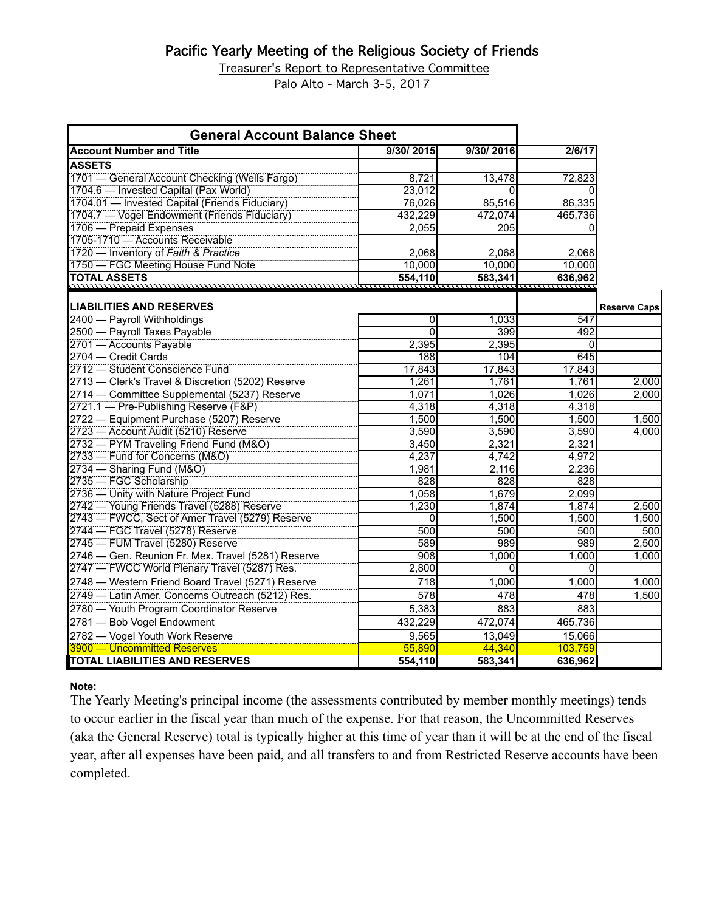# Pacific Yearly Meeting of the Religious Society of Friends

Treasurer's Report to Representative Committee

Palo Alto - March 3-5, 2017

| General Account Balance Sheet | | | | |
|---|---|---|---|---|
| **Account Number and Title** | **9/30/ 2015** | **9/30/ 2016** | **2/6/17** | |
| **ASSETS** | | | | |
| 1701 — General Account Checking (Wells Fargo) | 8,721 | 13,478 | 72,823 | |
| 1704.6 — Invested Capital (Pax World) | 23,012 | 0 | 0 | |
| 1704.01 — Invested Capital (Friends Fiduciary) | 76,026 | 85,516 | 86,335 | |
| 1704.7 — Vogel Endowment (Friends Fiduciary) | 432,229 | 472,074 | 465,736 | |
| 1706 — Prepaid Expenses | 2,055 | 205 | 0 | |
| 1705-1710 — Accounts Receivable | | | | |
| 1720 — Inventory of *Faith & Practice* | 2,068 | 2,068 | 2,068 | |
| 1750 — FGC Meeting House Fund Note | 10,000 | 10,000 | 10,000 | |
| **TOTAL ASSETS** | **554,110** | **583,341** | **636,962** | |
| **LIABILITIES AND RESERVES** | | | | **Reserve Caps** |
| 2400 — Payroll Withholdings | 0 | 1,033 | 547 | |
| 2500 — Payroll Taxes Payable | 0 | 399 | 492 | |
| 2701 — Accounts Payable | 2,395 | 2,395 | 0 | |
| 2704 — Credit Cards | 188 | 104 | 645 | |
| 2712 — Student Conscience Fund | 17,843 | 17,843 | 17,843 | |
| 2713 — Clerk's Travel & Discretion (5202) Reserve | 1,261 | 1,761 | 1,761 | 2,000 |
| 2714 — Committee Supplemental (5237) Reserve | 1,071 | 1,026 | 1,026 | 2,000 |
| 2721.1 — Pre-Publishing Reserve (F&P) | 4,318 | 4,318 | 4,318 | |
| 2722 — Equipment Purchase (5207) Reserve | 1,500 | 1,500 | 1,500 | 1,500 |
| 2723 — Account Audit (5210) Reserve | 3,590 | 3,590 | 3,590 | 4,000 |
| 2732 — PYM Traveling Friend Fund (M&O) | 3,450 | 2,321 | 2,321 | |
| 2733 — Fund for Concerns (M&O) | 4,237 | 4,742 | 4,972 | |
| 2734 — Sharing Fund (M&O) | 1,981 | 2,116 | 2,236 | |
| 2735 — FGC Scholarship | 828 | 828 | 828 | |
| 2736 — Unity with Nature Project Fund | 1,058 | 1,679 | 2,099 | |
| 2742 — Young Friends Travel (5288) Reserve | 1,230 | 1,874 | 1,874 | 2,500 |
| 2743 — FWCC, Sect of Amer Travel (5279) Reserve | 0 | 1,500 | 1,500 | 1,500 |
| 2744 — FGC Travel (5278) Reserve | 500 | 500 | 500 | 500 |
| 2745 — FUM Travel (5280) Reserve | 589 | 989 | 989 | 2,500 |
| 2746 — Gen. Reunion Fr. Mex. Travel (5281) Reserve | 908 | 1,000 | 1,000 | 1,000 |
| 2747 — FWCC World Plenary Travel (5287) Res. | 2,800 | 0 | 0 | |
| 2748 — Western Friend Board Travel (5271) Reserve | 718 | 1,000 | 1,000 | 1,000 |
| 2749 — Latin Amer. Concerns Outreach (5212) Res. | 578 | 478 | 478 | 1,500 |
| 2780 — Youth Program Coordinator Reserve | 5,383 | 883 | 883 | |
| 2781 — Bob Vogel Endowment | 432,229 | 472,074 | 465,736 | |
| 2782 — Vogel Youth Work Reserve | 9,565 | 13,049 | 15,066 | |
| 3900 — Uncommitted Reserves | 55,890 | 44,340 | 103,759 | |
| **TOTAL LIABILITIES AND RESERVES** | **554,110** | **583,341** | **636,962** | |

**Note:**

The Yearly Meeting's principal income (the assessments contributed by member monthly meetings) tends to occur earlier in the fiscal year than much of the expense. For that reason, the Uncommitted Reserves (aka the General Reserve) total is typically higher at this time of year than it will be at the end of the fiscal year, after all expenses have been paid, and all transfers to and from Restricted Reserve accounts have been completed.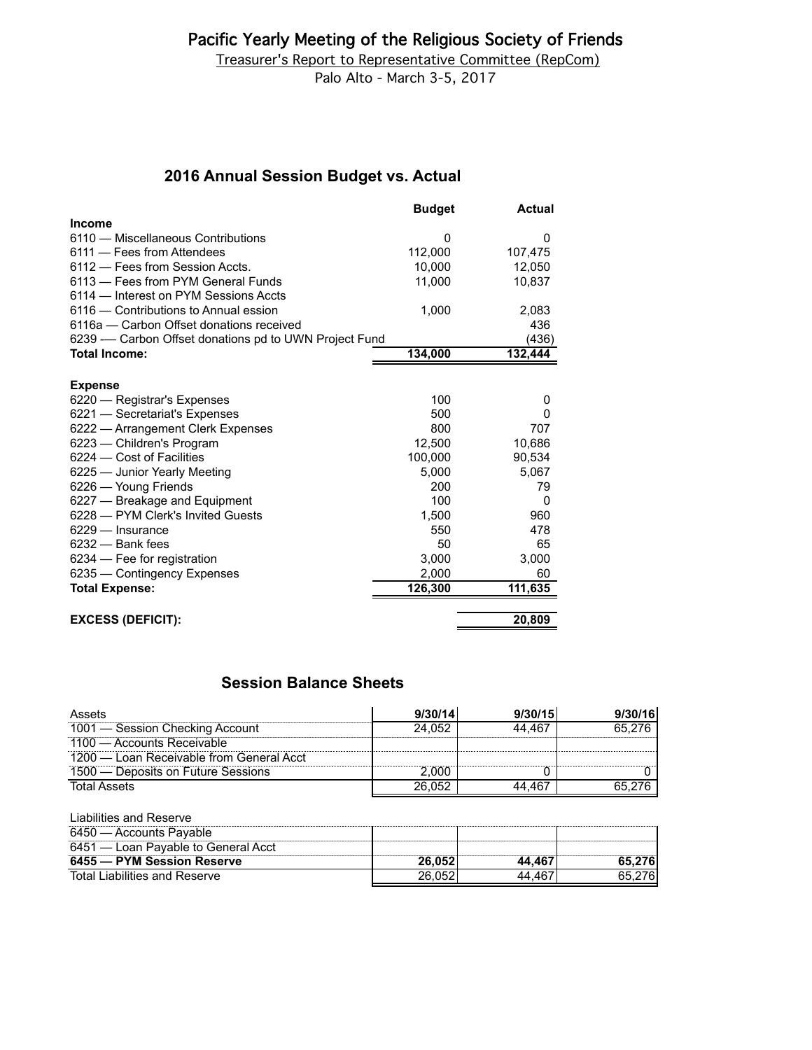Pacific Yearly Meeting of the Religious Society of Friends

Treasurer's Report to Representative Committee (RepCom)

Palo Alto - March 3-5, 2017

## 2016 Annual Session Budget vs. Actual

| | Budget | Actual |
|---|---|---|
| **Income** | | |
| 6110 — Miscellaneous Contributions | 0 | 0 |
| 6111 — Fees from Attendees | 112,000 | 107,475 |
| 6112 — Fees from Session Accts. | 10,000 | 12,050 |
| 6113 — Fees from PYM General Funds | 11,000 | 10,837 |
| 6114 — Interest on PYM Sessions Accts | | |
| 6116 — Contributions to Annual ession | 1,000 | 2,083 |
| 6116a — Carbon Offset donations received | | 436 |
| 6239 -— Carbon Offset donations pd to UWN Project Fund | | (436) |
| **Total Income:** | **134,000** | **132,444** |
| **Expense** | | |
| 6220 — Registrar's Expenses | 100 | 0 |
| 6221 — Secretariat's Expenses | 500 | 0 |
| 6222 — Arrangement Clerk Expenses | 800 | 707 |
| 6223 — Children's Program | 12,500 | 10,686 |
| 6224 — Cost of Facilities | 100,000 | 90,534 |
| 6225 — Junior Yearly Meeting | 5,000 | 5,067 |
| 6226 — Young Friends | 200 | 79 |
| 6227 — Breakage and Equipment | 100 | 0 |
| 6228 — PYM Clerk's Invited Guests | 1,500 | 960 |
| 6229 — Insurance | 550 | 478 |
| 6232 — Bank fees | 50 | 65 |
| 6234 — Fee for registration | 3,000 | 3,000 |
| 6235 — Contingency Expenses | 2,000 | 60 |
| **Total Expense:** | **126,300** | **111,635** |
| **EXCESS (DEFICIT):** | | **20,809** |

## Session Balance Sheets

| Assets | 9/30/14 | 9/30/15 | 9/30/16 |
|---|---|---|---|
| 1001 — Session Checking Account | 24,052 | 44,467 | 65,276 |
| 1100 — Accounts Receivable | | | |
| 1200 — Loan Receivable from General Acct | | | |
| 1500 — Deposits on Future Sessions | 2,000 | 0 | 0 |
| Total Assets | 26,052 | 44,467 | 65,276 |
| Liabilities and Reserve | | | |
| 6450 — Accounts Payable | | | |
| 6451 — Loan Payable to General Acct | | | |
| **6455 — PYM Session Reserve** | **26,052** | **44,467** | **65,276** |
| Total Liabilities and Reserve | 26,052 | 44,467 | 65,276 |